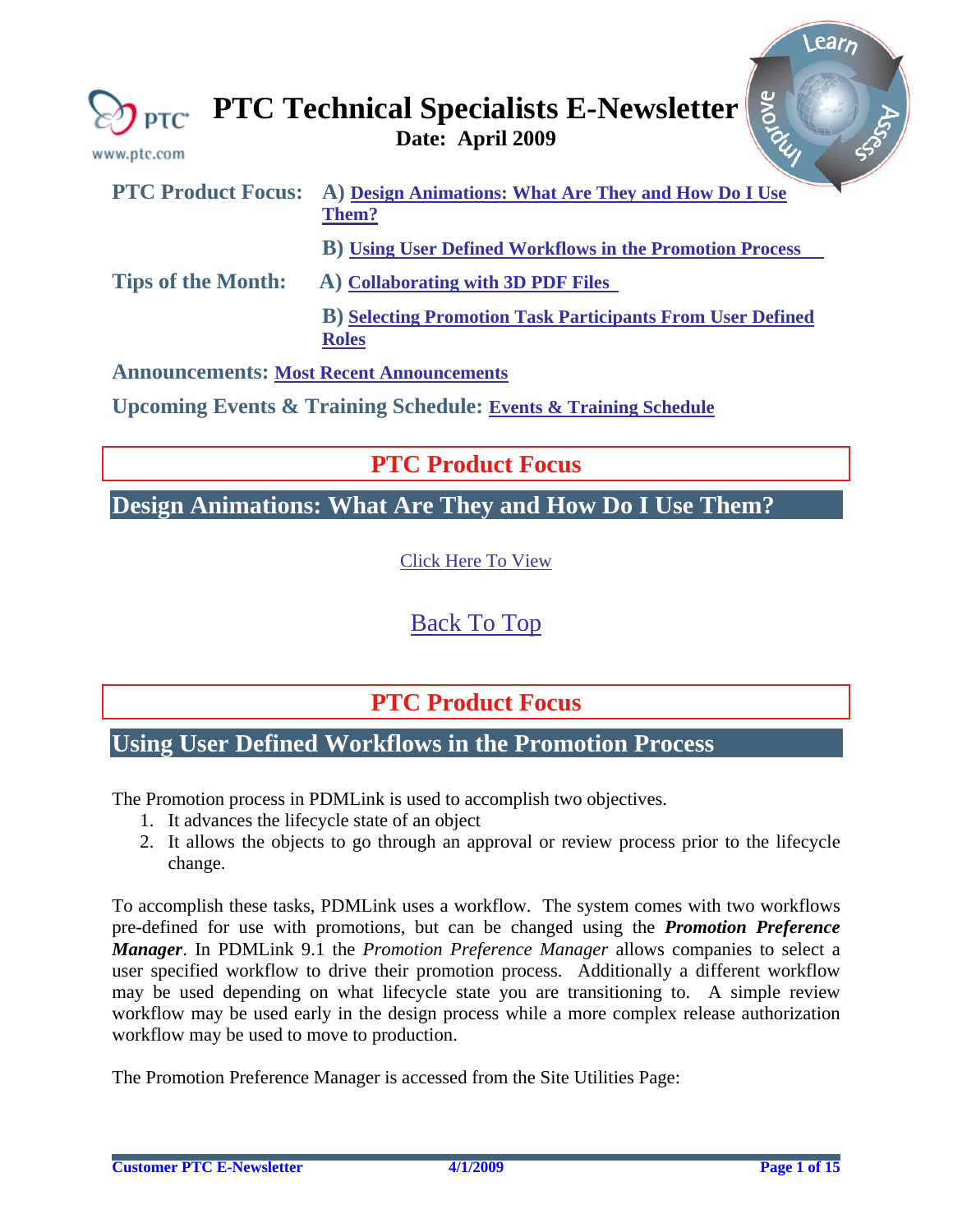# PTC Technical Specialists E-Newsletter

**Date: April 2009**

**PTC Product Focus:** A) [Design Animations: What Are They and How Do I Use Them?]

B) [Using User Defined Workflows in the Promotion Process]

**Tips of the Month:** A) [Collaborating with 3D PDF Files]

B) [Selecting Promotion Task Participants From User Defined Roles]

**Announcements:** [Most Recent Announcements]

**Upcoming Events & Training Schedule:** [Events & Training Schedule]

## PTC Product Focus

### Design Animations: What Are They and How Do I Use Them?

[Click Here To View]

[Back To Top]

## PTC Product Focus

### Using User Defined Workflows in the Promotion Process

The Promotion process in PDMLink is used to accomplish two objectives.

1. It advances the lifecycle state of an object
2. It allows the objects to go through an approval or review process prior to the lifecycle change.

To accomplish these tasks, PDMLink uses a workflow. The system comes with two workflows pre-defined for use with promotions, but can be changed using the ***Promotion Preference Manager***. In PDMLink 9.1 the *Promotion Preference Manager* allows companies to select a user specified workflow to drive their promotion process. Additionally a different workflow may be used depending on what lifecycle state you are transitioning to. A simple review workflow may be used early in the design process while a more complex release authorization workflow may be used to move to production.

The Promotion Preference Manager is accessed from the Site Utilities Page: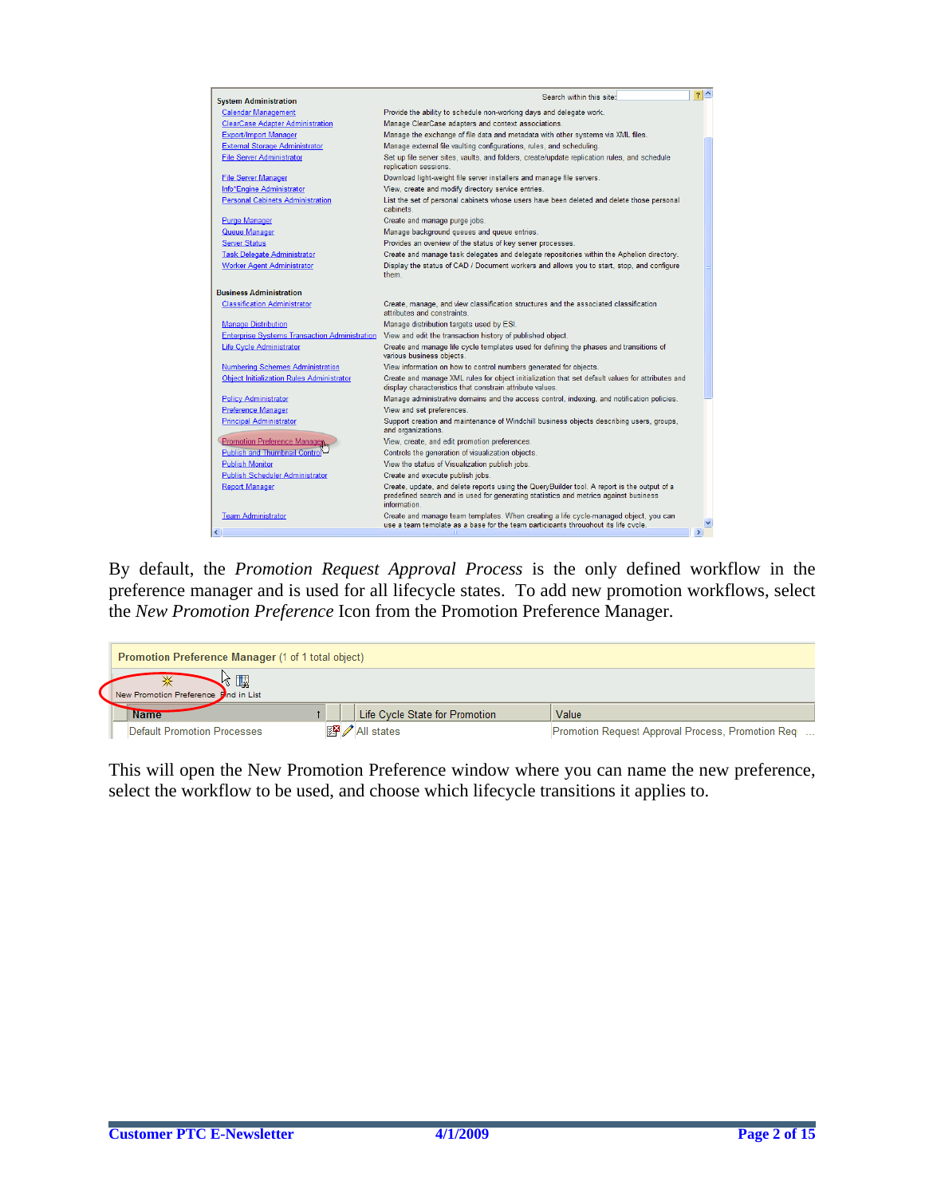| System Administration | Search within this site: |
|---|---|
| Calendar Management | Provide the ability to schedule non-working days and delegate work. |
| ClearCase Adapter Administration | Manage ClearCase adapters and context associations. |
| Export/Import Manager | Manage the exchange of file data and metadata with other systems via XML files. |
| External Storage Administrator | Manage external file vaulting configurations, rules, and scheduling. |
| File Server Administrator | Set up file server sites, vaults, and folders, create/update replication rules, and schedule replication sessions. |
| File Server Manager | Download light-weight file server installers and manage file servers. |
| Info*Engine Administrator | View, create and modify directory service entries. |
| Personal Cabinets Administration | List the set of personal cabinets whose users have been deleted and delete those personal cabinets. |
| Purge Manager | Create and manage purge jobs. |
| Queue Manager | Manage background queues and queue entries. |
| Server Status | Provides an overview of the status of key server processes. |
| Task Delegate Administrator | Create and manage task delegates and delegate repositories within the Aphelion directory. |
| Worker Agent Administrator | Display the status of CAD / Document workers and allows you to start, stop, and configure them. |
| **Business Administration** | |
| Classification Administrator | Create, manage, and view classification structures and the associated classification attributes and constraints. |
| Manage Distribution | Manage distribution targets used by ESI. |
| Enterprise Systems Transaction Administration | View and edit the transaction history of published object. |
| Life Cycle Administrator | Create and manage life cycle templates used for defining the phases and transitions of various business objects. |
| Numbering Schemes Administration | View information on how to control numbers generated for objects. |
| Object Initialization Rules Administrator | Create and manage XML rules for object initialization that set default values for attributes and display characteristics that constrain attribute values. |
| Policy Administrator | Manage administrative domains and the access control, indexing, and notification policies. |
| Preference Manager | View and set preferences. |
| Principal Administrator | Support creation and maintenance of Windchill business objects describing users, groups, and organizations. |
| Promotion Preference Manager | View, create, and edit promotion preferences. |
| Publish and Thumbnail Control | Controls the generation of visualization objects. |
| Publish Monitor | View the status of Visualization publish jobs. |
| Publish Scheduler Administrator | Create and execute publish jobs. |
| Report Manager | Create, update, and delete reports using the QueryBuilder tool. A report is the output of a predefined search and is used for generating statistics and metrics against business information. |
| Team Administrator | Create and manage team templates. When creating a life cycle-managed object, you can use a team template as a base for the team participants throughout its life cycle. |

By default, the *Promotion Request Approval Process* is the only defined workflow in the preference manager and is used for all lifecycle states. To add new promotion workflows, select the *New Promotion Preference* Icon from the Promotion Preference Manager.

**Promotion Preference Manager** (1 of 1 total object)

New Promotion Preference | Find in List

| Name | | Life Cycle State for Promotion | Value |
|---|---|---|---|
| Default Promotion Processes | | All states | Promotion Request Approval Process, Promotion Req ... |

This will open the New Promotion Preference window where you can name the new preference, select the workflow to be used, and choose which lifecycle transitions it applies to.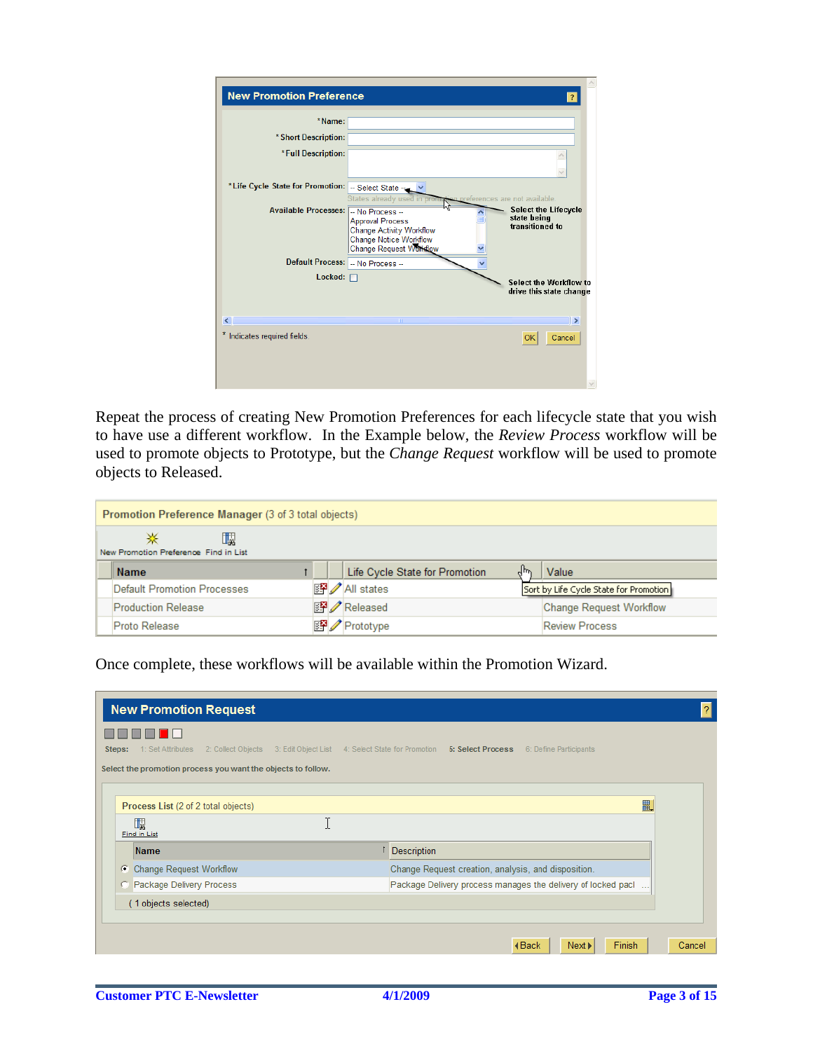Repeat the process of creating New Promotion Preferences for each lifecycle state that you wish to have use a different workflow. In the Example below, the *Review Process* workflow will be used to promote objects to Prototype, but the *Change Request* workflow will be used to promote objects to Released.

Once complete, these workflows will be available within the Promotion Wizard.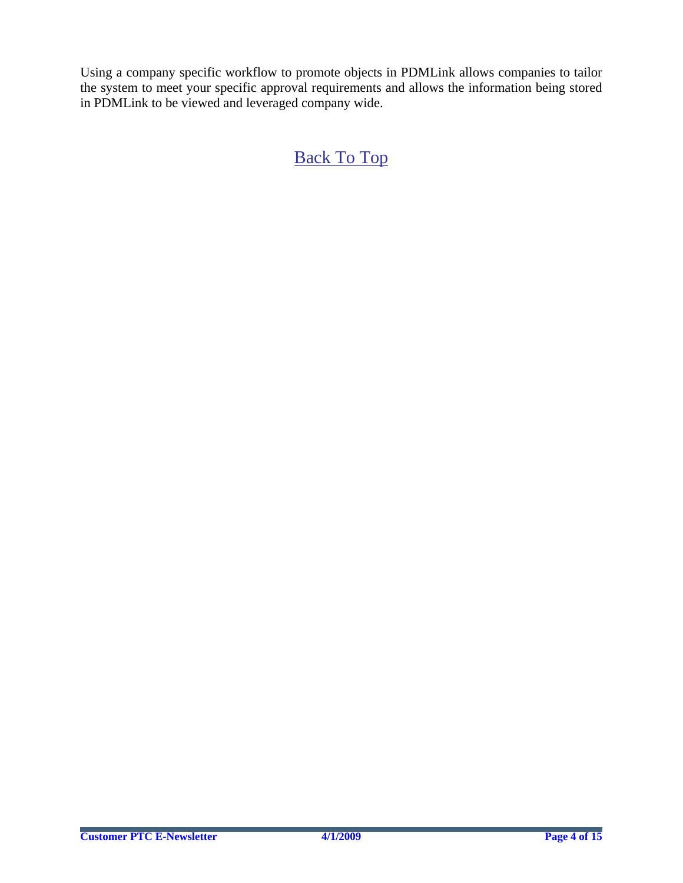Using a company specific workflow to promote objects in PDMLink allows companies to tailor the system to meet your specific approval requirements and allows the information being stored in PDMLink to be viewed and leveraged company wide.

Back To Top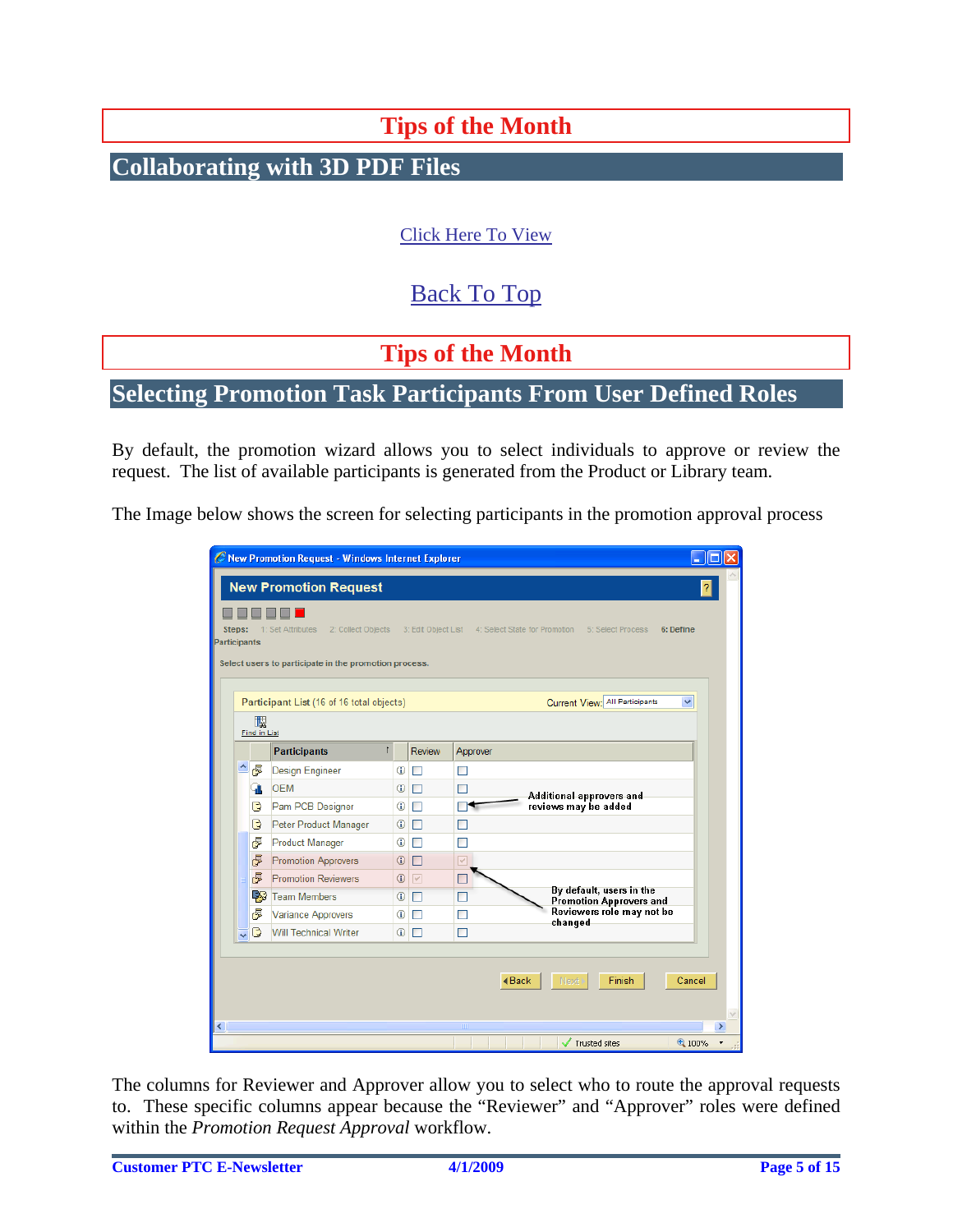# Tips of the Month

## Collaborating with 3D PDF Files

Click Here To View

Back To Top

# Tips of the Month

## Selecting Promotion Task Participants From User Defined Roles

By default, the promotion wizard allows you to select individuals to approve or review the request. The list of available participants is generated from the Product or Library team.

The Image below shows the screen for selecting participants in the promotion approval process

The columns for Reviewer and Approver allow you to select who to route the approval requests to. These specific columns appear because the "Reviewer" and "Approver" roles were defined within the *Promotion Request Approval* workflow.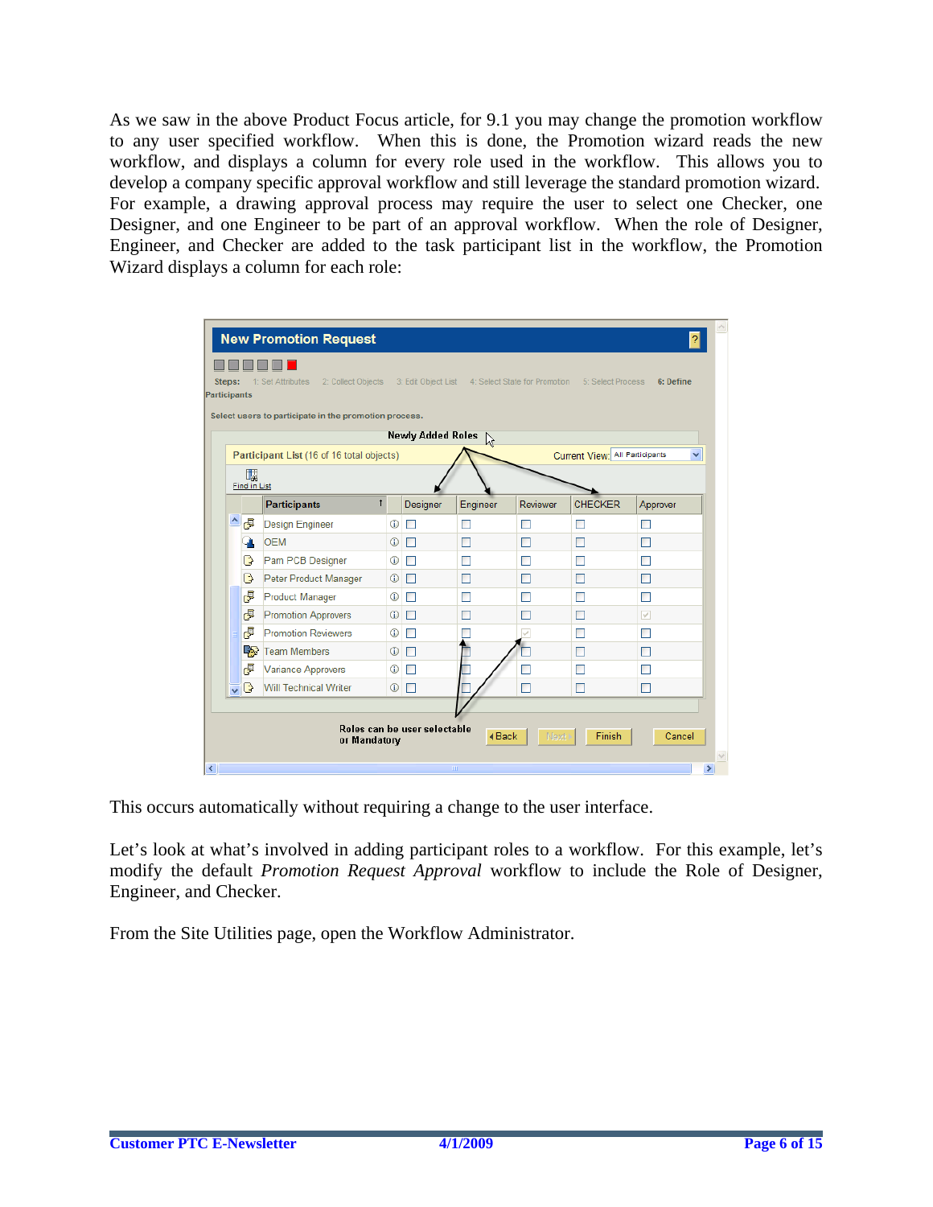As we saw in the above Product Focus article, for 9.1 you may change the promotion workflow to any user specified workflow. When this is done, the Promotion wizard reads the new workflow, and displays a column for every role used in the workflow. This allows you to develop a company specific approval workflow and still leverage the standard promotion wizard. For example, a drawing approval process may require the user to select one Checker, one Designer, and one Engineer to be part of an approval workflow. When the role of Designer, Engineer, and Checker are added to the task participant list in the workflow, the Promotion Wizard displays a column for each role:

This occurs automatically without requiring a change to the user interface.

Let's look at what's involved in adding participant roles to a workflow. For this example, let's modify the default *Promotion Request Approval* workflow to include the Role of Designer, Engineer, and Checker.

From the Site Utilities page, open the Workflow Administrator.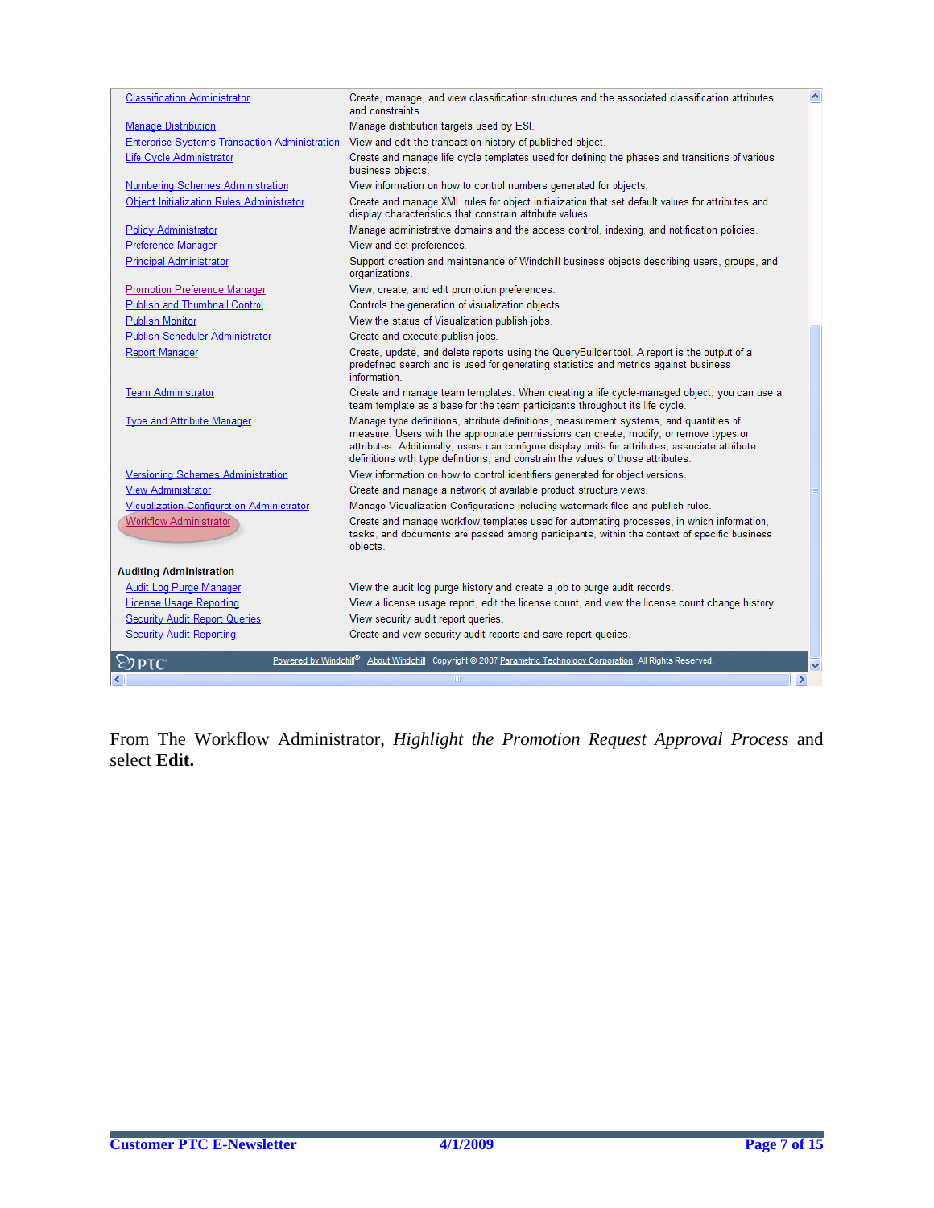| | |
|---|---|
| Classification Administrator | Create, manage, and view classification structures and the associated classification attributes and constraints. |
| Manage Distribution | Manage distribution targets used by ESI. |
| Enterprise Systems Transaction Administration | View and edit the transaction history of published object. |
| Life Cycle Administrator | Create and manage life cycle templates used for defining the phases and transitions of various business objects. |
| Numbering Schemes Administration | View information on how to control numbers generated for objects. |
| Object Initialization Rules Administrator | Create and manage XML rules for object initialization that set default values for attributes and display characteristics that constrain attribute values. |
| Policy Administrator | Manage administrative domains and the access control, indexing, and notification policies. |
| Preference Manager | View and set preferences. |
| Principal Administrator | Support creation and maintenance of Windchill business objects describing users, groups, and organizations. |
| Promotion Preference Manager | View, create, and edit promotion preferences. |
| Publish and Thumbnail Control | Controls the generation of visualization objects. |
| Publish Monitor | View the status of Visualization publish jobs. |
| Publish Scheduler Administrator | Create and execute publish jobs. |
| Report Manager | Create, update, and delete reports using the QueryBuilder tool. A report is the output of a predefined search and is used for generating statistics and metrics against business information. |
| Team Administrator | Create and manage team templates. When creating a life cycle-managed object, you can use a team template as a base for the team participants throughout its life cycle. |
| Type and Attribute Manager | Manage type definitions, attribute definitions, measurement systems, and quantities of measure. Users with the appropriate permissions can create, modify, or remove types or attributes. Additionally, users can configure display units for attributes, associate attribute definitions with type definitions, and constrain the values of those attributes. |
| Versioning Schemes Administration | View information on how to control identifiers generated for object versions. |
| View Administrator | Create and manage a network of available product structure views. |
| Visualization Configuration Administrator | Manage Visualization Configurations including watermark files and publish rules. |
| Workflow Administrator | Create and manage workflow templates used for automating processes, in which information, tasks, and documents are passed among participants, within the context of specific business objects. |
| **Auditing Administration** | |
| Audit Log Purge Manager | View the audit log purge history and create a job to purge audit records. |
| License Usage Reporting | View a license usage report, edit the license count, and view the license count change history. |
| Security Audit Report Queries | View security audit report queries. |
| Security Audit Reporting | Create and view security audit reports and save report queries. |

PTC — Powered by Windchill® About Windchill Copyright © 2007 Parametric Technology Corporation. All Rights Reserved.

From The Workflow Administrator, *Highlight the Promotion Request Approval Process* and select **Edit.**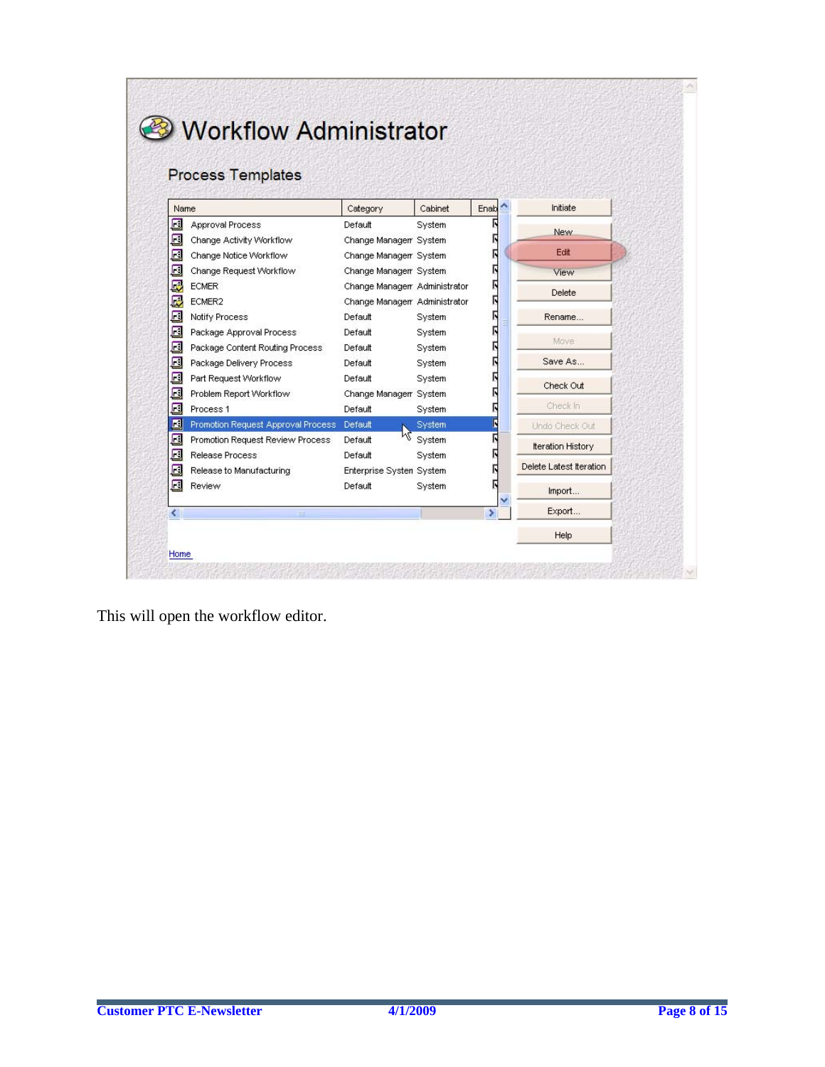# Workflow Administrator

## Process Templates

| Name | Category | Cabinet | Enab |
| --- | --- | --- | --- |
| Approval Process | Default | System | |
| Change Activity Workflow | Change Managem | System | |
| Change Notice Workflow | Change Managem | System | |
| Change Request Workflow | Change Managem | System | |
| ECMER | Change Managem | Administrator | |
| ECMER2 | Change Managem | Administrator | |
| Notify Process | Default | System | |
| Package Approval Process | Default | System | |
| Package Content Routing Process | Default | System | |
| Package Delivery Process | Default | System | |
| Part Request Workflow | Default | System | |
| Problem Report Workflow | Change Managem | System | |
| Process 1 | Default | System | |
| Promotion Request Approval Process | Default | System | |
| Promotion Request Review Process | Default | System | |
| Release Process | Default | System | |
| Release to Manufacturing | Enterprise Systen | System | |
| Review | Default | System | |

Initiate | New | Edit | View | Delete | Rename... | Move | Save As... | Check Out | Check In | Undo Check Out | Iteration History | Delete Latest Iteration | Import... | Export... | Help

Home

This will open the workflow editor.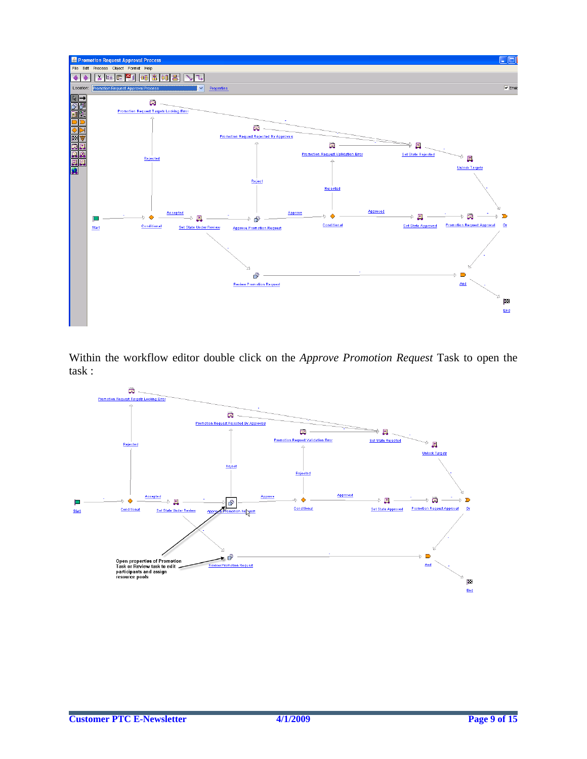Within the workflow editor double click on the *Approve Promotion Request* Task to open the task :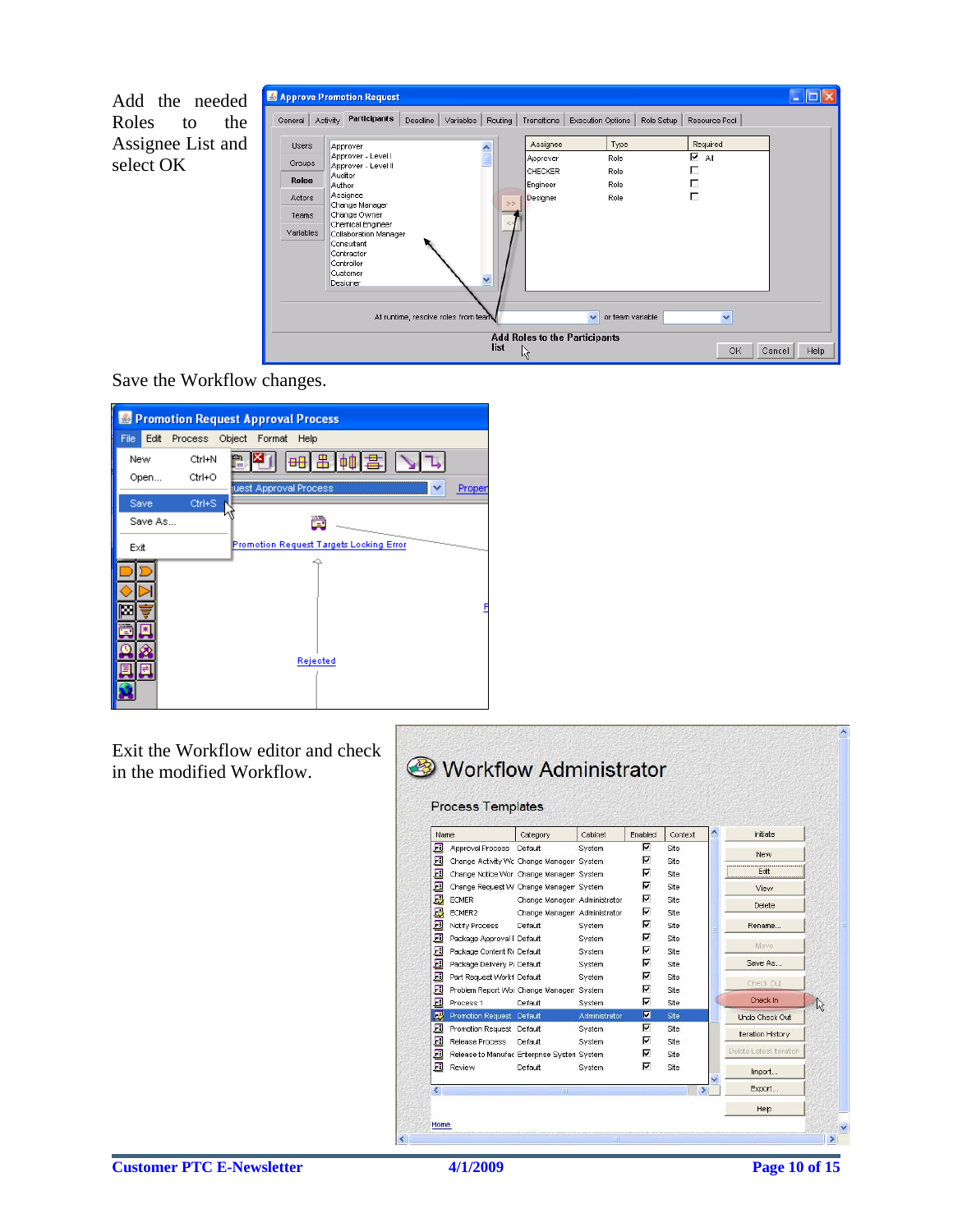Add the needed Roles to the Assignee List and select OK

Save the Workflow changes.

Exit the Workflow editor and check in the modified Workflow.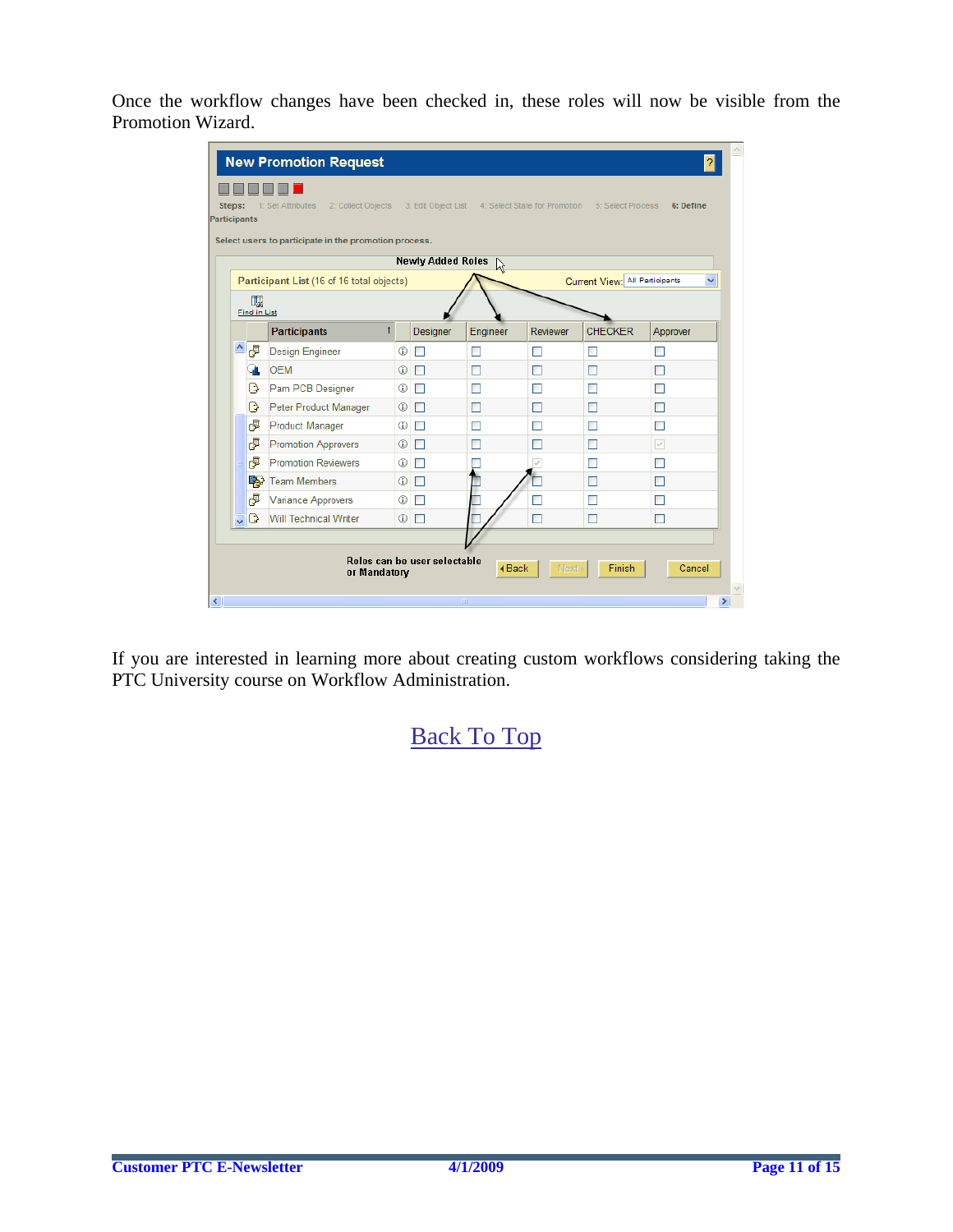Once the workflow changes have been checked in, these roles will now be visible from the Promotion Wizard.

If you are interested in learning more about creating custom workflows considering taking the PTC University course on Workflow Administration.

Back To Top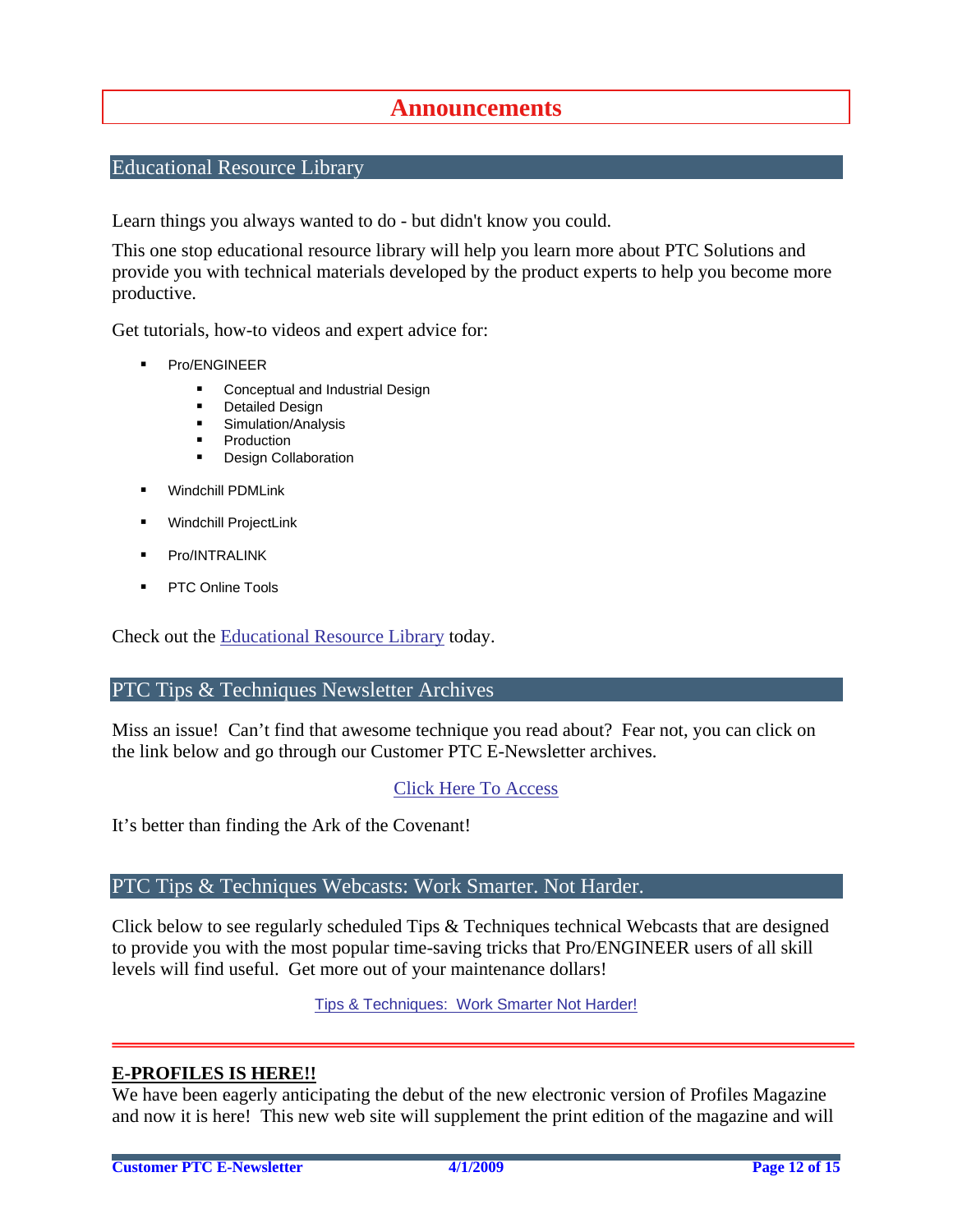# Announcements

## Educational Resource Library

Learn things you always wanted to do - but didn't know you could.

This one stop educational resource library will help you learn more about PTC Solutions and provide you with technical materials developed by the product experts to help you become more productive.

Get tutorials, how-to videos and expert advice for:

- Pro/ENGINEER
  - Conceptual and Industrial Design
  - Detailed Design
  - Simulation/Analysis
  - Production
  - Design Collaboration
- Windchill PDMLink
- Windchill ProjectLink
- Pro/INTRALINK
- PTC Online Tools

Check out the Educational Resource Library today.

## PTC Tips & Techniques Newsletter Archives

Miss an issue! Can't find that awesome technique you read about? Fear not, you can click on the link below and go through our Customer PTC E-Newsletter archives.

Click Here To Access

It's better than finding the Ark of the Covenant!

## PTC Tips & Techniques Webcasts: Work Smarter. Not Harder.

Click below to see regularly scheduled Tips & Techniques technical Webcasts that are designed to provide you with the most popular time-saving tricks that Pro/ENGINEER users of all skill levels will find useful. Get more out of your maintenance dollars!

Tips & Techniques: Work Smarter Not Harder!

---

**E-PROFILES IS HERE!!**

We have been eagerly anticipating the debut of the new electronic version of Profiles Magazine and now it is here! This new web site will supplement the print edition of the magazine and will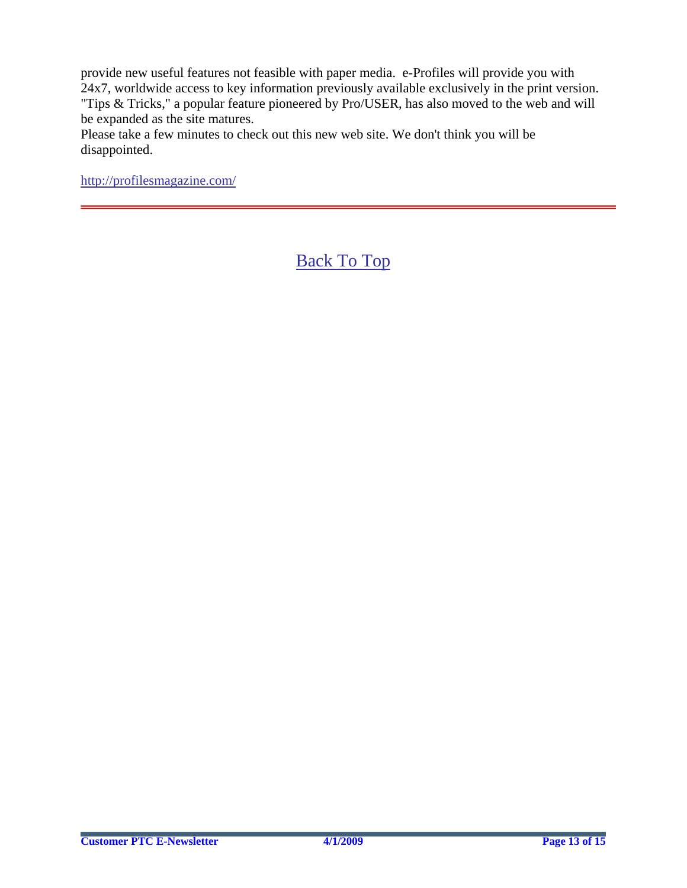provide new useful features not feasible with paper media. e-Profiles will provide you with 24x7, worldwide access to key information previously available exclusively in the print version. "Tips & Tricks," a popular feature pioneered by Pro/USER, has also moved to the web and will be expanded as the site matures.
Please take a few minutes to check out this new web site. We don't think you will be disappointed.

http://profilesmagazine.com/

---

Back To Top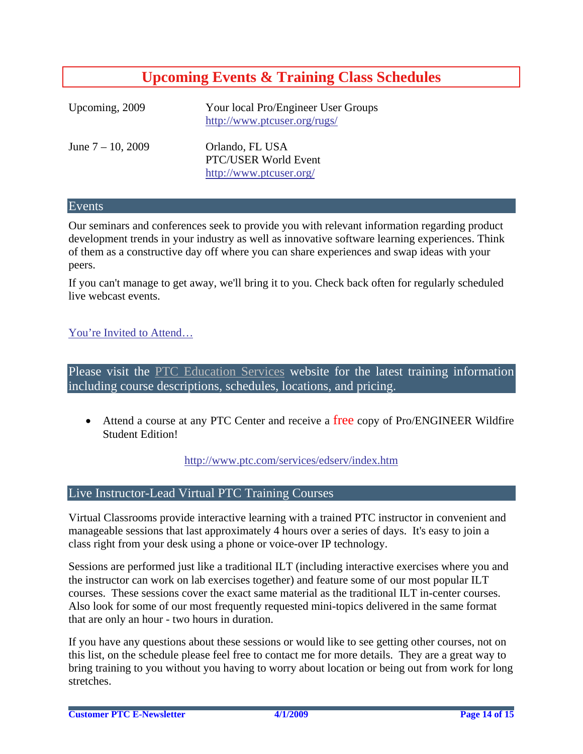# Upcoming Events & Training Class Schedules

| | |
|---|---|
| Upcoming, 2009 | Your local Pro/Engineer User Groups<br>http://www.ptcuser.org/rugs/ |
| June 7 – 10, 2009 | Orlando, FL USA<br>PTC/USER World Event<br>http://www.ptcuser.org/ |

## Events

Our seminars and conferences seek to provide you with relevant information regarding product development trends in your industry as well as innovative software learning experiences. Think of them as a constructive day off where you can share experiences and swap ideas with your peers.

If you can't manage to get away, we'll bring it to you. Check back often for regularly scheduled live webcast events.

You're Invited to Attend…

## Please visit the PTC Education Services website for the latest training information including course descriptions, schedules, locations, and pricing.

- Attend a course at any PTC Center and receive a free copy of Pro/ENGINEER Wildfire Student Edition!

http://www.ptc.com/services/edserv/index.htm

## Live Instructor-Lead Virtual PTC Training Courses

Virtual Classrooms provide interactive learning with a trained PTC instructor in convenient and manageable sessions that last approximately 4 hours over a series of days. It's easy to join a class right from your desk using a phone or voice-over IP technology.

Sessions are performed just like a traditional ILT (including interactive exercises where you and the instructor can work on lab exercises together) and feature some of our most popular ILT courses. These sessions cover the exact same material as the traditional ILT in-center courses. Also look for some of our most frequently requested mini-topics delivered in the same format that are only an hour - two hours in duration.

If you have any questions about these sessions or would like to see getting other courses, not on this list, on the schedule please feel free to contact me for more details. They are a great way to bring training to you without you having to worry about location or being out from work for long stretches.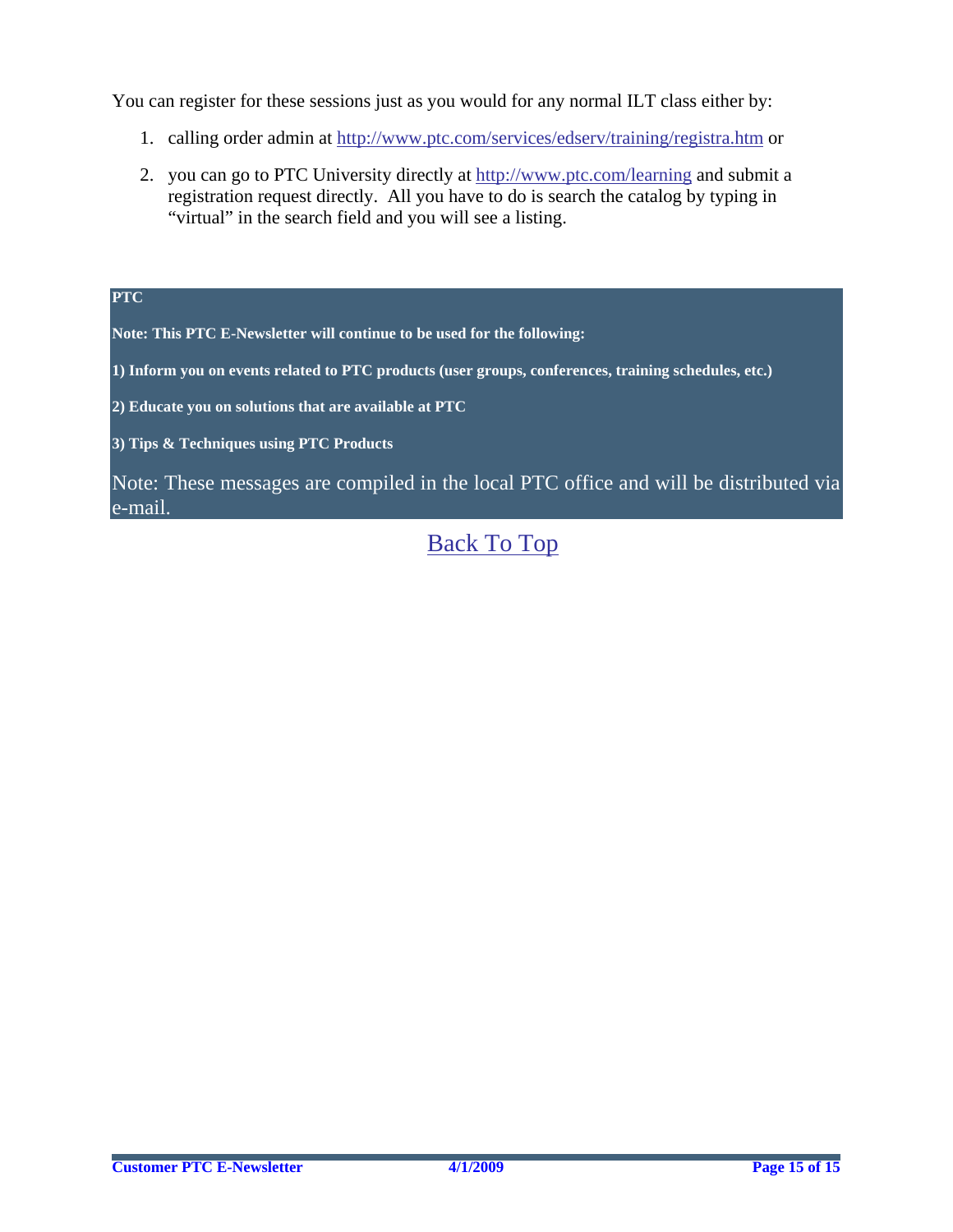You can register for these sessions just as you would for any normal ILT class either by:

1. calling order admin at http://www.ptc.com/services/edserv/training/registra.htm or
2. you can go to PTC University directly at http://www.ptc.com/learning and submit a registration request directly. All you have to do is search the catalog by typing in "virtual" in the search field and you will see a listing.

**PTC**

**Note: This PTC E-Newsletter will continue to be used for the following:**

**1) Inform you on events related to PTC products (user groups, conferences, training schedules, etc.)**

**2) Educate you on solutions that are available at PTC**

**3) Tips & Techniques using PTC Products**

Note: These messages are compiled in the local PTC office and will be distributed via e-mail.

Back To Top